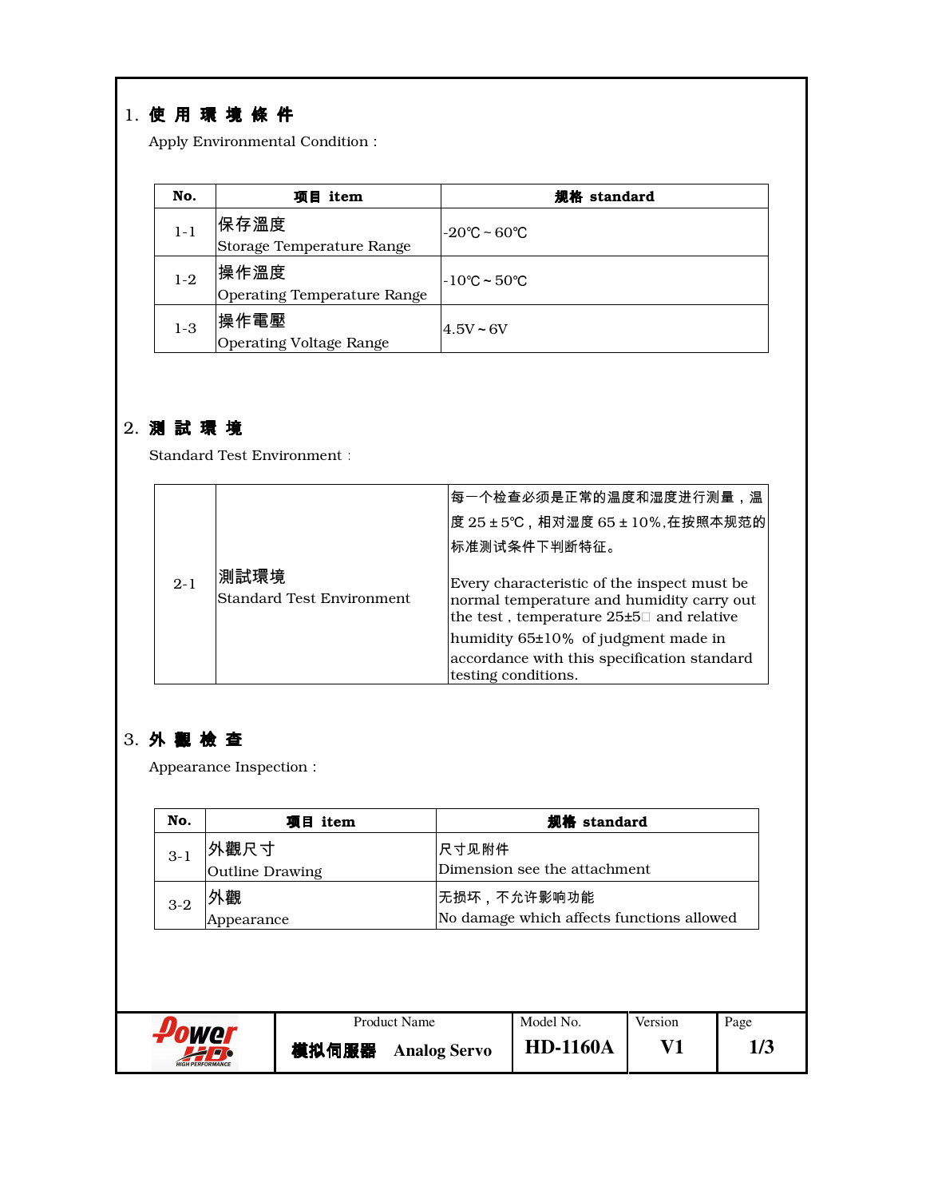## 1. 使 用 環 境 條 件

Apply Environmental Condition :

| No. | 項目 item | 規格 standard |
|---|---|---|
| 1-1 | 保存溫度<br>Storage Temperature Range | -20℃ ~ 60℃ |
| 1-2 | 操作溫度<br>Operating Temperature Range | -10℃ ~ 50℃ |
| 1-3 | 操作電壓<br>Operating Voltage Range | 4.5V ~ 6V |

## 2. 測 試 環 境

Standard Test Environment :

| | | |
|---|---|---|
| 2-1 | 測試環境<br>Standard Test Environment | 每一个检查必须是正常的温度和湿度进行测量，温度 25 ± 5℃，相对湿度 65 ± 10%,在按照本规范的标准测试条件下判断特征。<br><br>Every characteristic of the inspect must be normal temperature and humidity carry out the test , temperature 25±5℃ and relative humidity 65±10% of judgment made in accordance with this specification standard testing conditions. |

## 3. 外 觀 檢 查

Appearance Inspection :

| No. | 項目 item | 規格 standard |
|---|---|---|
| 3-1 | 外觀尺寸<br>Outline Drawing | 尺寸见附件<br>Dimension see the attachment |
| 3-2 | 外觀<br>Appearance | 无损坏，不允许影响功能<br>No damage which affects functions allowed |

| Power HD | Product Name<br>模拟伺服器 Analog Servo | Model No.<br>HD-1160A | Version<br>V1 |
|---|---|---|---|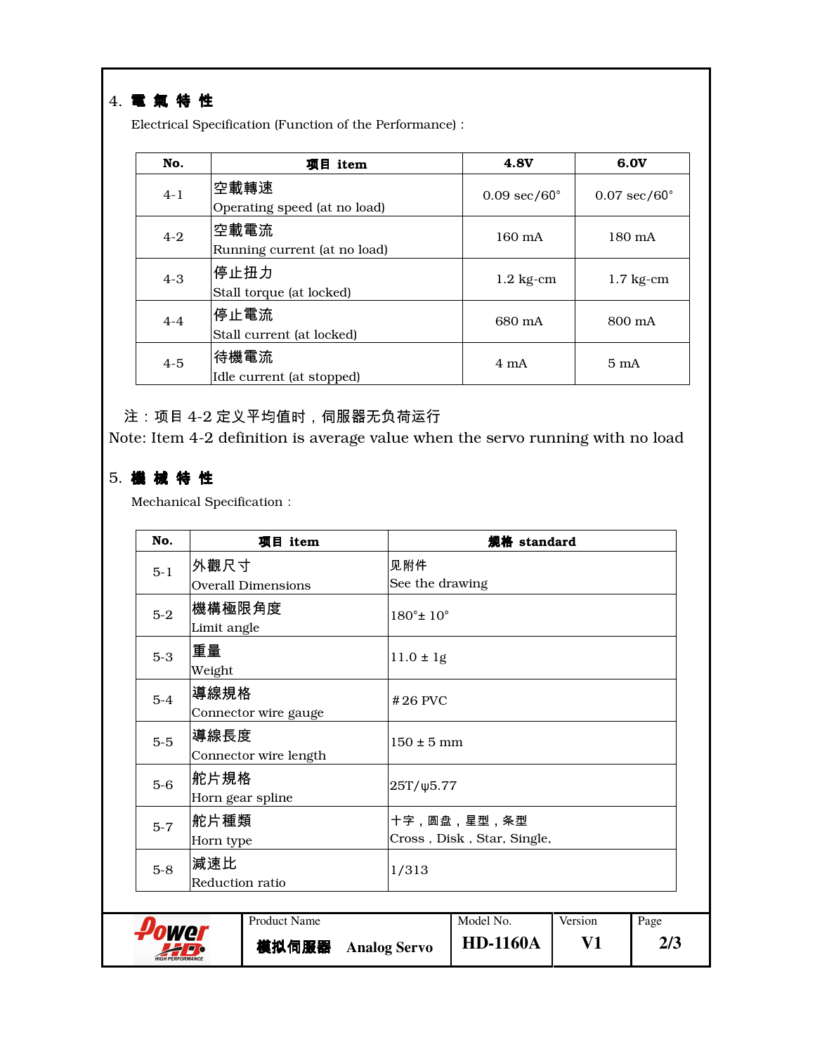## 4. 電 氣 特 性

Electrical Specification (Function of the Performance) :

| No. | 項目 item | 4.8V | 6.0V |
|---|---|---|---|
| 4-1 | 空載轉速<br>Operating speed (at no load) | 0.09 sec/60° | 0.07 sec/60° |
| 4-2 | 空載電流<br>Running current (at no load) | 160 mA | 180 mA |
| 4-3 | 停止扭力<br>Stall torque (at locked) | 1.2 kg-cm | 1.7 kg-cm |
| 4-4 | 停止電流<br>Stall current (at locked) | 680 mA | 800 mA |
| 4-5 | 待機電流<br>Idle current (at stopped) | 4 mA | 5 mA |

注：项目 4-2 定义平均值时，伺服器无负荷运行

Note: Item 4-2 definition is average value when the servo running with no load

## 5. 機 械 特 性

Mechanical Specification :

| No. | 項目 item | 規格 standard |
|---|---|---|
| 5-1 | 外觀尺寸<br>Overall Dimensions | 见附件<br>See the drawing |
| 5-2 | 機構極限角度<br>Limit angle | 180°± 10° |
| 5-3 | 重量<br>Weight | 11.0 ± 1g |
| 5-4 | 導線規格<br>Connector wire gauge | #26 PVC |
| 5-5 | 導線長度<br>Connector wire length | 150 ± 5 mm |
| 5-6 | 舵片規格<br>Horn gear spline | 25T/ψ5.77 |
| 5-7 | 舵片種類<br>Horn type | 十字，圆盘，星型，条型<br>Cross , Disk , Star, Single, |
| 5-8 | 減速比<br>Reduction ratio | 1/313 |

| Power HD | Product Name<br>模拟伺服器 Analog Servo | Model No.<br>HD-1160A | Version<br>V1 | Page<br>2/3 |
|---|---|---|---|---|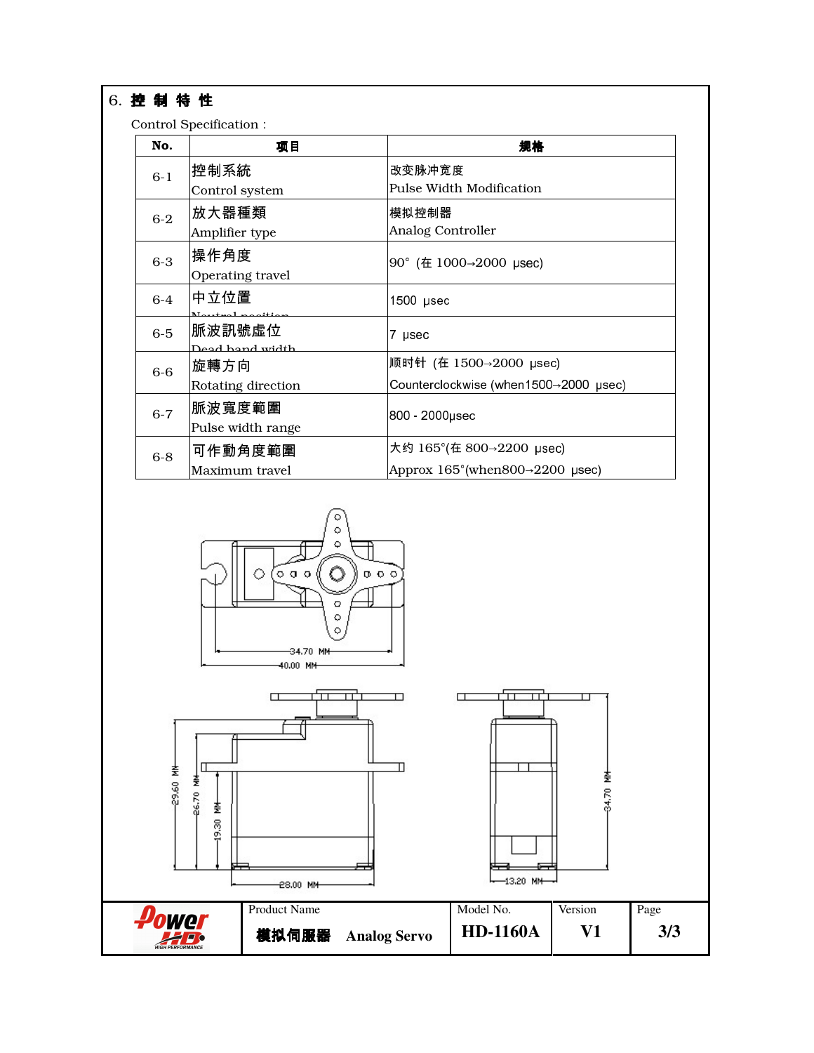## 6. 控 制 特 性

Control Specification :

| No. | 項目 | 規格 |
|---|---|---|
| 6-1 | 控制系統<br>Control system | 改变脉冲宽度<br>Pulse Width Modification |
| 6-2 | 放大器種類<br>Amplifier type | 模拟控制器<br>Analog Controller |
| 6-3 | 操作角度<br>Operating travel | 90° (在 1000→2000 μsec) |
| 6-4 | 中立位置<br>Neutral position | 1500 μsec |
| 6-5 | 脈波訊號虛位<br>Dead band width | 7 μsec |
| 6-6 | 旋轉方向<br>Rotating direction | 顺时针 (在 1500→2000 μsec)<br>Counterclockwise (when1500→2000 μsec) |
| 6-7 | 脈波寬度範圍<br>Pulse width range | 800 - 2000μsec |
| 6-8 | 可作動角度範圍<br>Maximum travel | 大约 165°(在 800→2200 μsec)<br>Approx 165°(when800→2200 μsec) |

34.70 MM

40.00 MM

29.60 MM

26.70 MM

19.30 MM

28.00 MM

34.70 MM

13.20 MM

| Power HD | Product Name<br>模拟伺服器 Analog Servo | Model No.<br>HD-1160A | Version<br>V1 | Page<br>3/3 |
|---|---|---|---|---|